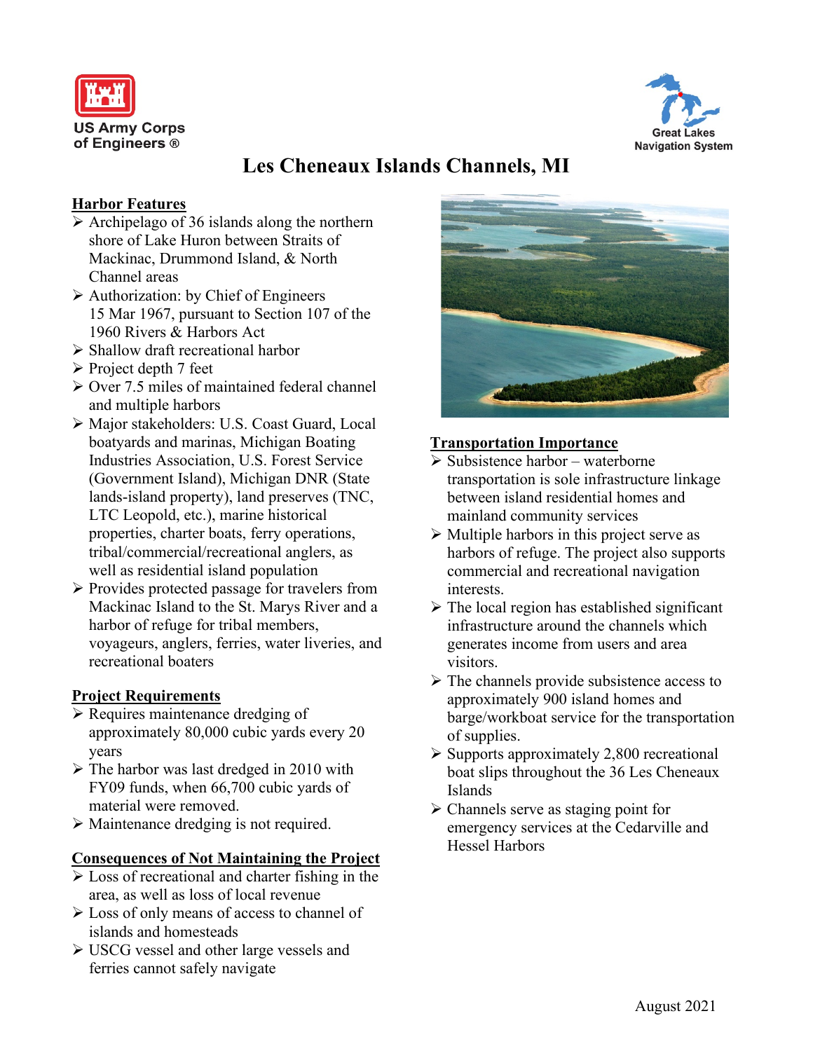US Army Corps of Engineers ®

Great Lakes Navigation System

# Les Cheneaux Islands Channels, MI

## Harbor Features

- Archipelago of 36 islands along the northern shore of Lake Huron between Straits of Mackinac, Drummond Island, & North Channel areas
- Authorization: by Chief of Engineers 15 Mar 1967, pursuant to Section 107 of the 1960 Rivers & Harbors Act
- Shallow draft recreational harbor
- Project depth 7 feet
- Over 7.5 miles of maintained federal channel and multiple harbors
- Major stakeholders: U.S. Coast Guard, Local boatyards and marinas, Michigan Boating Industries Association, U.S. Forest Service (Government Island), Michigan DNR (State lands-island property), land preserves (TNC, LTC Leopold, etc.), marine historical properties, charter boats, ferry operations, tribal/commercial/recreational anglers, as well as residential island population
- Provides protected passage for travelers from Mackinac Island to the St. Marys River and a harbor of refuge for tribal members, voyageurs, anglers, ferries, water liveries, and recreational boaters

## Project Requirements

- Requires maintenance dredging of approximately 80,000 cubic yards every 20 years
- The harbor was last dredged in 2010 with FY09 funds, when 66,700 cubic yards of material were removed.
- Maintenance dredging is not required.

## Consequences of Not Maintaining the Project

- Loss of recreational and charter fishing in the area, as well as loss of local revenue
- Loss of only means of access to channel of islands and homesteads
- USCG vessel and other large vessels and ferries cannot safely navigate

## Transportation Importance

- Subsistence harbor – waterborne transportation is sole infrastructure linkage between island residential homes and mainland community services
- Multiple harbors in this project serve as harbors of refuge. The project also supports commercial and recreational navigation interests.
- The local region has established significant infrastructure around the channels which generates income from users and area visitors.
- The channels provide subsistence access to approximately 900 island homes and barge/workboat service for the transportation of supplies.
- Supports approximately 2,800 recreational boat slips throughout the 36 Les Cheneaux Islands
- Channels serve as staging point for emergency services at the Cedarville and Hessel Harbors

August 2021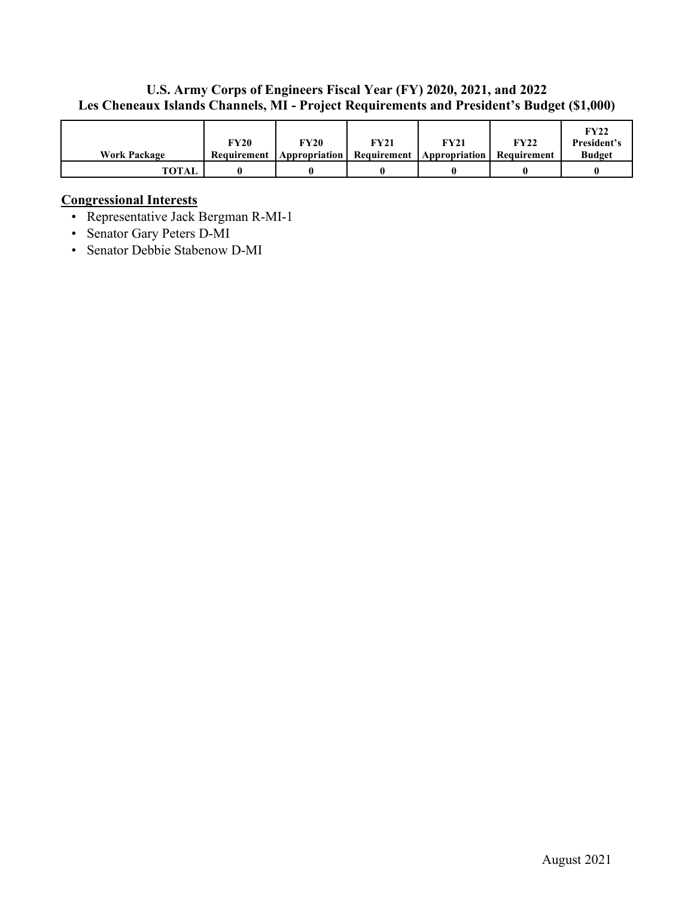**U.S. Army Corps of Engineers Fiscal Year (FY) 2020, 2021, and 2022**
**Les Cheneaux Islands Channels, MI - Project Requirements and President's Budget ($1,000)**

| Work Package | FY20 Requirement | FY20 Appropriation | FY21 Requirement | FY21 Appropriation | FY22 Requirement | FY22 President's Budget |
|---|---|---|---|---|---|---|
| **TOTAL** | **0** | **0** | **0** | **0** | **0** | **0** |

**Congressional Interests**

- Representative Jack Bergman R-MI-1
- Senator Gary Peters D-MI
- Senator Debbie Stabenow D-MI

August 2021